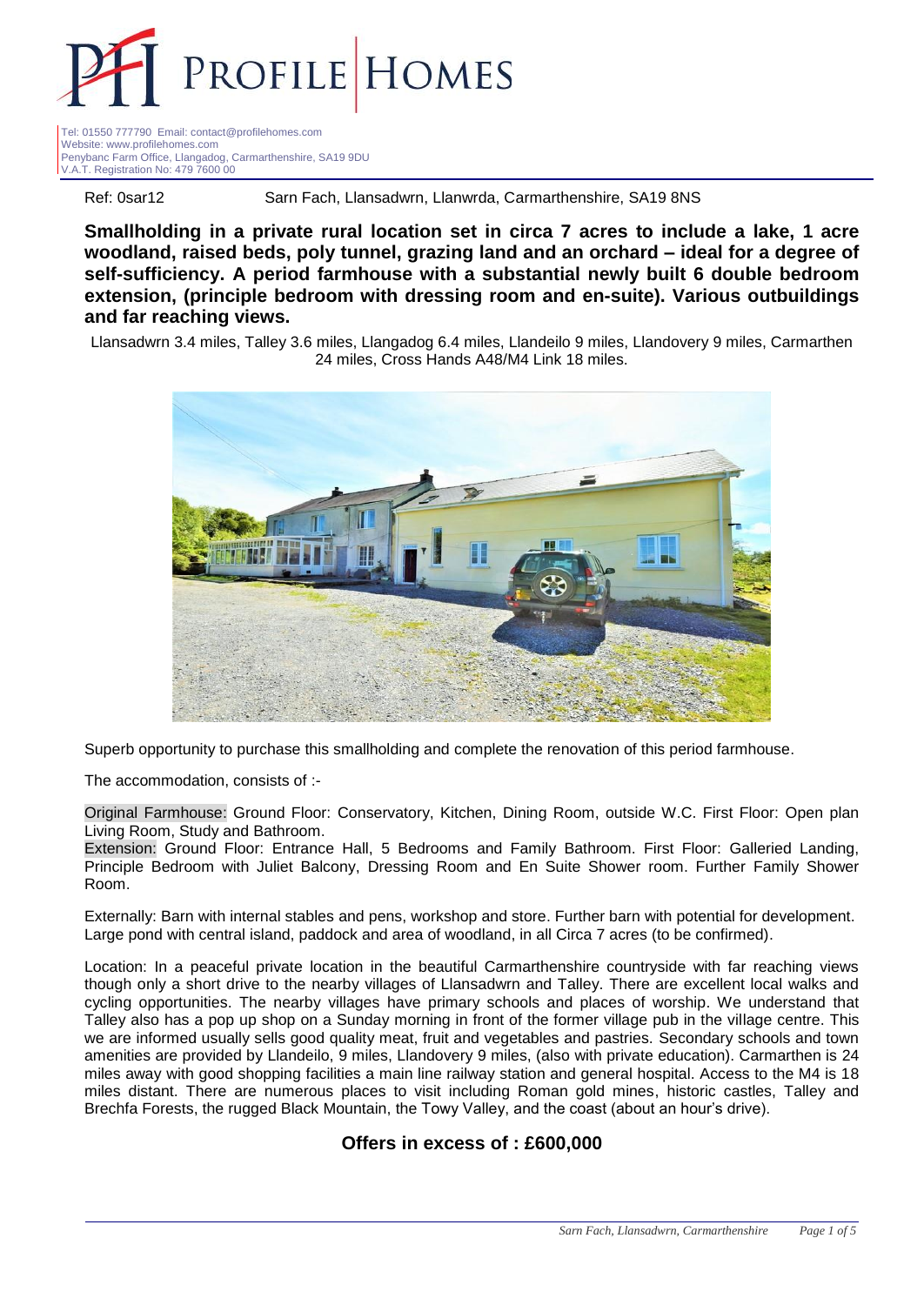# PROFILE HOMES

Tel: 01550 777790 Email: contact@profilehomes.com
Website: www.profilehomes.com
Penybanc Farm Office, Llangadog, Carmarthenshire, SA19 9DU
V.A.T. Registration No: 479 7600 00

Ref: 0sar12 Sarn Fach, Llansadwrn, Llanwrda, Carmarthenshire, SA19 8NS

**Smallholding in a private rural location set in circa 7 acres to include a lake, 1 acre woodland, raised beds, poly tunnel, grazing land and an orchard – ideal for a degree of self-sufficiency. A period farmhouse with a substantial newly built 6 double bedroom extension, (principle bedroom with dressing room and en-suite). Various outbuildings and far reaching views.**

Llansadwrn 3.4 miles, Talley 3.6 miles, Llangadog 6.4 miles, Llandeilo 9 miles, Llandovery 9 miles, Carmarthen 24 miles, Cross Hands A48/M4 Link 18 miles.

Superb opportunity to purchase this smallholding and complete the renovation of this period farmhouse.

The accommodation, consists of :-

Original Farmhouse: Ground Floor: Conservatory, Kitchen, Dining Room, outside W.C. First Floor: Open plan Living Room, Study and Bathroom.
Extension: Ground Floor: Entrance Hall, 5 Bedrooms and Family Bathroom. First Floor: Galleried Landing, Principle Bedroom with Juliet Balcony, Dressing Room and En Suite Shower room. Further Family Shower Room.

Externally: Barn with internal stables and pens, workshop and store. Further barn with potential for development. Large pond with central island, paddock and area of woodland, in all Circa 7 acres (to be confirmed).

Location: In a peaceful private location in the beautiful Carmarthenshire countryside with far reaching views though only a short drive to the nearby villages of Llansadwrn and Talley. There are excellent local walks and cycling opportunities. The nearby villages have primary schools and places of worship. We understand that Talley also has a pop up shop on a Sunday morning in front of the former village pub in the village centre. This we are informed usually sells good quality meat, fruit and vegetables and pastries. Secondary schools and town amenities are provided by Llandeilo, 9 miles, Llandovery 9 miles, (also with private education). Carmarthen is 24 miles away with good shopping facilities a main line railway station and general hospital. Access to the M4 is 18 miles distant. There are numerous places to visit including Roman gold mines, historic castles, Talley and Brechfa Forests, the rugged Black Mountain, the Towy Valley, and the coast (about an hour's drive).

## Offers in excess of : £600,000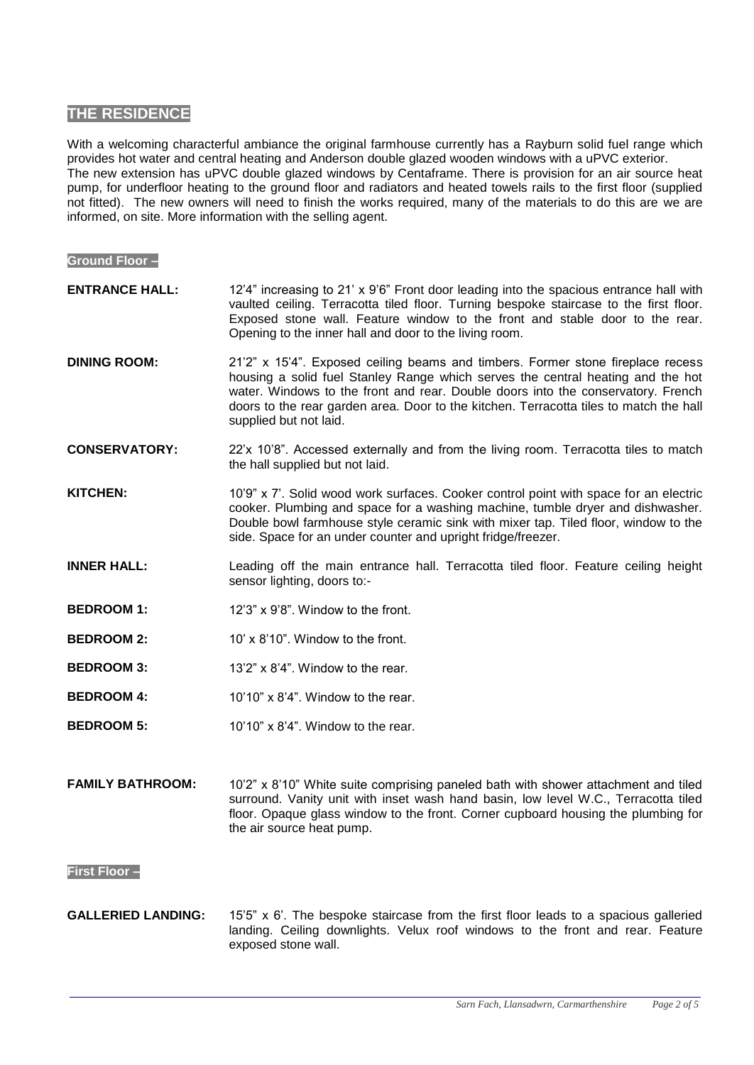## THE RESIDENCE

With a welcoming characterful ambiance the original farmhouse currently has a Rayburn solid fuel range which provides hot water and central heating and Anderson double glazed wooden windows with a uPVC exterior. The new extension has uPVC double glazed windows by Centaframe. There is provision for an air source heat pump, for underfloor heating to the ground floor and radiators and heated towels rails to the first floor (supplied not fitted). The new owners will need to finish the works required, many of the materials to do this are we are informed, on site. More information with the selling agent.

### Ground Floor –

**ENTRANCE HALL:** 12'4" increasing to 21' x 9'6" Front door leading into the spacious entrance hall with vaulted ceiling. Terracotta tiled floor. Turning bespoke staircase to the first floor. Exposed stone wall. Feature window to the front and stable door to the rear. Opening to the inner hall and door to the living room.

**DINING ROOM:** 21'2" x 15'4". Exposed ceiling beams and timbers. Former stone fireplace recess housing a solid fuel Stanley Range which serves the central heating and the hot water. Windows to the front and rear. Double doors into the conservatory. French doors to the rear garden area. Door to the kitchen. Terracotta tiles to match the hall supplied but not laid.

**CONSERVATORY:** 22'x 10'8". Accessed externally and from the living room. Terracotta tiles to match the hall supplied but not laid.

**KITCHEN:** 10'9" x 7'. Solid wood work surfaces. Cooker control point with space for an electric cooker. Plumbing and space for a washing machine, tumble dryer and dishwasher. Double bowl farmhouse style ceramic sink with mixer tap. Tiled floor, window to the side. Space for an under counter and upright fridge/freezer.

**INNER HALL:** Leading off the main entrance hall. Terracotta tiled floor. Feature ceiling height sensor lighting, doors to:-

**BEDROOM 1:** 12'3" x 9'8". Window to the front.

**BEDROOM 2:** 10' x 8'10". Window to the front.

**BEDROOM 3:** 13'2" x 8'4". Window to the rear.

**BEDROOM 4:** 10'10" x 8'4". Window to the rear.

**BEDROOM 5:** 10'10" x 8'4". Window to the rear.

**FAMILY BATHROOM:** 10'2" x 8'10" White suite comprising paneled bath with shower attachment and tiled surround. Vanity unit with inset wash hand basin, low level W.C., Terracotta tiled floor. Opaque glass window to the front. Corner cupboard housing the plumbing for the air source heat pump.

### First Floor –

**GALLERIED LANDING:** 15'5" x 6'. The bespoke staircase from the first floor leads to a spacious galleried landing. Ceiling downlights. Velux roof windows to the front and rear. Feature exposed stone wall.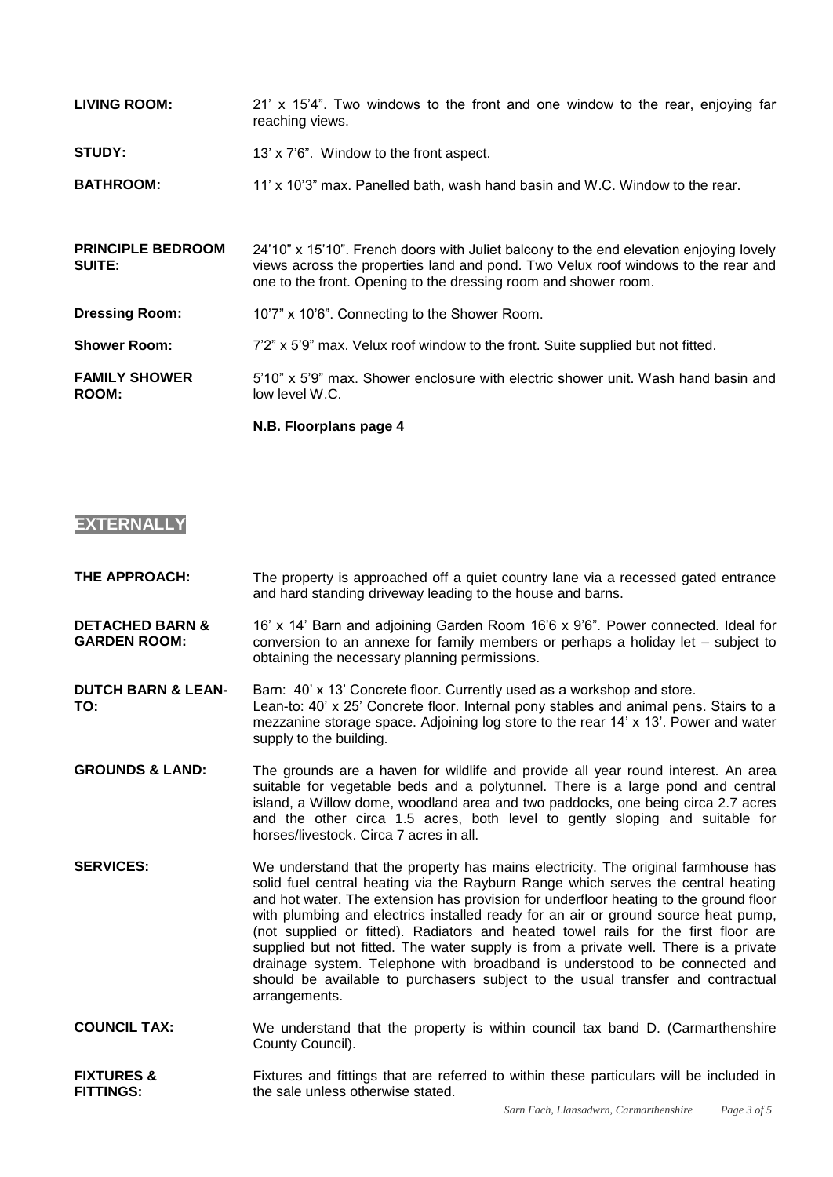**LIVING ROOM:** 21' x 15'4". Two windows to the front and one window to the rear, enjoying far reaching views.

**STUDY:** 13' x 7'6". Window to the front aspect.

**BATHROOM:** 11' x 10'3" max. Panelled bath, wash hand basin and W.C. Window to the rear.

**PRINCIPLE BEDROOM SUITE:** 24'10" x 15'10". French doors with Juliet balcony to the end elevation enjoying lovely views across the properties land and pond. Two Velux roof windows to the rear and one to the front. Opening to the dressing room and shower room.

**Dressing Room:** 10'7" x 10'6". Connecting to the Shower Room.

**Shower Room:** 7'2" x 5'9" max. Velux roof window to the front. Suite supplied but not fitted.

**FAMILY SHOWER ROOM:** 5'10" x 5'9" max. Shower enclosure with electric shower unit. Wash hand basin and low level W.C.

**N.B. Floorplans page 4**

## EXTERNALLY

**THE APPROACH:** The property is approached off a quiet country lane via a recessed gated entrance and hard standing driveway leading to the house and barns.

**DETACHED BARN & GARDEN ROOM:** 16' x 14' Barn and adjoining Garden Room 16'6 x 9'6". Power connected. Ideal for conversion to an annexe for family members or perhaps a holiday let – subject to obtaining the necessary planning permissions.

**DUTCH BARN & LEAN-TO:** Barn: 40' x 13' Concrete floor. Currently used as a workshop and store.
Lean-to: 40' x 25' Concrete floor. Internal pony stables and animal pens. Stairs to a mezzanine storage space. Adjoining log store to the rear 14' x 13'. Power and water supply to the building.

**GROUNDS & LAND:** The grounds are a haven for wildlife and provide all year round interest. An area suitable for vegetable beds and a polytunnel. There is a large pond and central island, a Willow dome, woodland area and two paddocks, one being circa 2.7 acres and the other circa 1.5 acres, both level to gently sloping and suitable for horses/livestock. Circa 7 acres in all.

**SERVICES:** We understand that the property has mains electricity. The original farmhouse has solid fuel central heating via the Rayburn Range which serves the central heating and hot water. The extension has provision for underfloor heating to the ground floor with plumbing and electrics installed ready for an air or ground source heat pump, (not supplied or fitted). Radiators and heated towel rails for the first floor are supplied but not fitted. The water supply is from a private well. There is a private drainage system. Telephone with broadband is understood to be connected and should be available to purchasers subject to the usual transfer and contractual arrangements.

**COUNCIL TAX:** We understand that the property is within council tax band D. (Carmarthenshire County Council).

**FIXTURES & FITTINGS:** Fixtures and fittings that are referred to within these particulars will be included in the sale unless otherwise stated.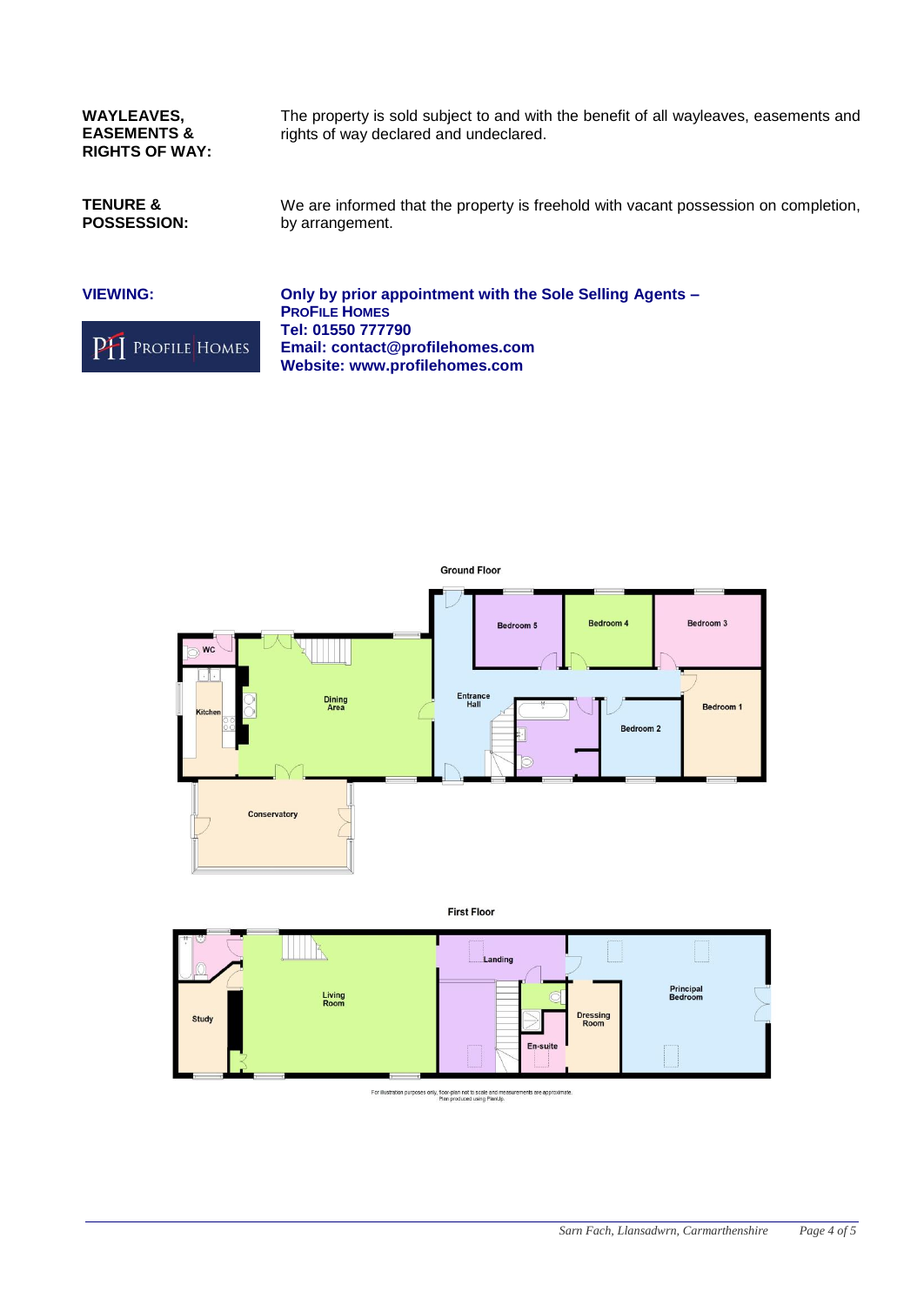**WAYLEAVES, EASEMENTS & RIGHTS OF WAY:** The property is sold subject to and with the benefit of all wayleaves, easements and rights of way declared and undeclared.

**TENURE & POSSESSION:** We are informed that the property is freehold with vacant possession on completion, by arrangement.

**VIEWING:** **Only by prior appointment with the Sole Selling Agents – PROFILE HOMES**
**Tel: 01550 777790**
**Email: contact@profilehomes.com**
**Website: www.profilehomes.com**

PH PROFILE HOMES

**Ground Floor**

WC, Kitchen, Dining Area, Conservatory, Entrance Hall, Bedroom 5, Bedroom 4, Bedroom 3, Bedroom 2, Bedroom 1

**First Floor**

Study, Living Room, Landing, En-suite, Dressing Room, Principal Bedroom

For illustration purposes only, floor-plan not to scale and measurements are approximate.
Plan produced using PlanUp.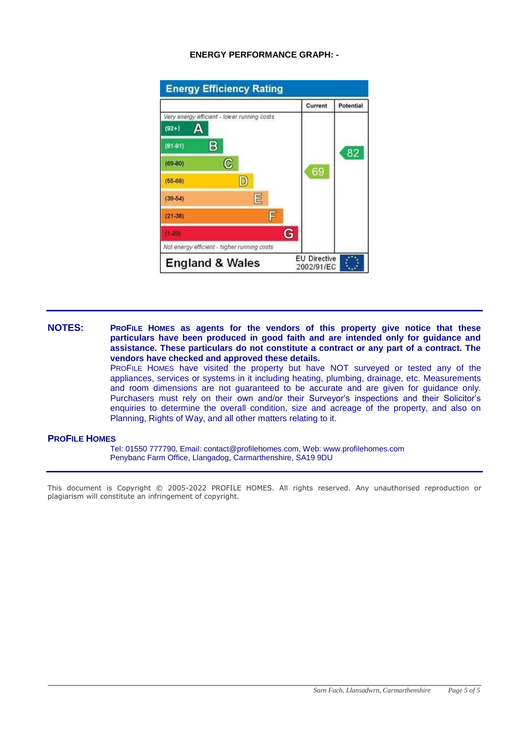**ENERGY PERFORMANCE GRAPH: -**

Energy Efficiency Rating

Current
Potential

Very energy efficient - lower running costs
(92+) A
(81-91) B
(69-80) C
(55-68) D
(39-54) E
(21-38) F
(1-20) G
Not energy efficient - higher running costs

69
82

England & Wales
EU Directive 2002/91/EC

---

**NOTES:**

**PROFILE HOMES as agents for the vendors of this property give notice that these particulars have been produced in good faith and are intended only for guidance and assistance. These particulars do not constitute a contract or any part of a contract. The vendors have checked and approved these details.**

PROFILE HOMES have visited the property but have NOT surveyed or tested any of the appliances, services or systems in it including heating, plumbing, drainage, etc. Measurements and room dimensions are not guaranteed to be accurate and are given for guidance only. Purchasers must rely on their own and/or their Surveyor's inspections and their Solicitor's enquiries to determine the overall condition, size and acreage of the property, and also on Planning, Rights of Way, and all other matters relating to it.

**PROFILE HOMES**

Tel: 01550 777790, Email: contact@profilehomes.com, Web: www.profilehomes.com
Penybanc Farm Office, Llangadog, Carmarthenshire, SA19 9DU

---

This document is Copyright © 2005-2022 PROFILE HOMES. All rights reserved. Any unauthorised reproduction or plagiarism will constitute an infringement of copyright.